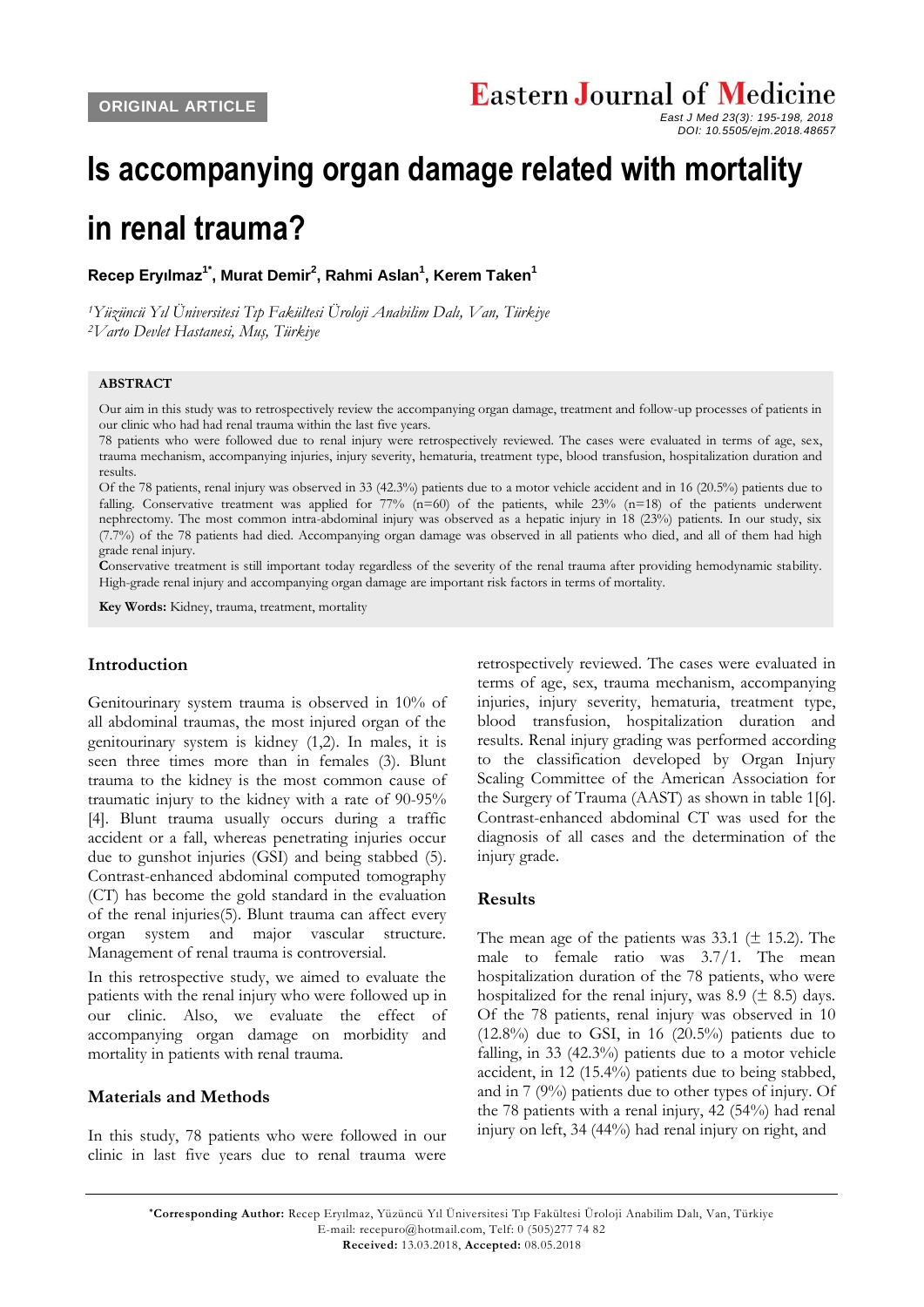ORIGINAL ARTICLE

# Is accompanying organ damage related with mortality in renal trauma?

**Recep Eryılmaz[1*], Murat Demir[2], Rahmi Aslan[1], Kerem Taken[1]**

*[1]Yüzüncü Yıl Üniversitesi Tıp Fakültesi Üroloji Anabilim Dalı, Van, Türkiye*
*[2]Varto Devlet Hastanesi, Muş, Türkiye*

**ABSTRACT**

Our aim in this study was to retrospectively review the accompanying organ damage, treatment and follow-up processes of patients in our clinic who had had renal trauma within the last five years.

78 patients who were followed due to renal injury were retrospectively reviewed. The cases were evaluated in terms of age, sex, trauma mechanism, accompanying injuries, injury severity, hematuria, treatment type, blood transfusion, hospitalization duration and results.

Of the 78 patients, renal injury was observed in 33 (42.3%) patients due to a motor vehicle accident and in 16 (20.5%) patients due to falling. Conservative treatment was applied for 77% (n=60) of the patients, while 23% (n=18) of the patients underwent nephrectomy. The most common intra-abdominal injury was observed as a hepatic injury in 18 (23%) patients. In our study, six (7.7%) of the 78 patients had died. Accompanying organ damage was observed in all patients who died, and all of them had high grade renal injury.

**C**onservative treatment is still important today regardless of the severity of the renal trauma after providing hemodynamic stability. High-grade renal injury and accompanying organ damage are important risk factors in terms of mortality.

**Key Words:** Kidney, trauma, treatment, mortality

## Introduction

Genitourinary system trauma is observed in 10% of all abdominal traumas, the most injured organ of the genitourinary system is kidney (1,2). In males, it is seen three times more than in females (3). Blunt trauma to the kidney is the most common cause of traumatic injury to the kidney with a rate of 90-95% [4]. Blunt trauma usually occurs during a traffic accident or a fall, whereas penetrating injuries occur due to gunshot injuries (GSI) and being stabbed (5). Contrast-enhanced abdominal computed tomography (CT) has become the gold standard in the evaluation of the renal injuries(5). Blunt trauma can affect every organ system and major vascular structure. Management of renal trauma is controversial.

In this retrospective study, we aimed to evaluate the patients with the renal injury who were followed up in our clinic. Also, we evaluate the effect of accompanying organ damage on morbidity and mortality in patients with renal trauma.

## Materials and Methods

In this study, 78 patients who were followed in our clinic in last five years due to renal trauma were retrospectively reviewed. The cases were evaluated in terms of age, sex, trauma mechanism, accompanying injuries, injury severity, hematuria, treatment type, blood transfusion, hospitalization duration and results. Renal injury grading was performed according to the classification developed by Organ Injury Scaling Committee of the American Association for the Surgery of Trauma (AAST) as shown in table 1[6]. Contrast-enhanced abdominal CT was used for the diagnosis of all cases and the determination of the injury grade.

## Results

The mean age of the patients was 33.1 (± 15.2). The male to female ratio was 3.7/1. The mean hospitalization duration of the 78 patients, who were hospitalized for the renal injury, was 8.9 (± 8.5) days. Of the 78 patients, renal injury was observed in 10 (12.8%) due to GSI, in 16 (20.5%) patients due to falling, in 33 (42.3%) patients due to a motor vehicle accident, in 12 (15.4%) patients due to being stabbed, and in 7 (9%) patients due to other types of injury. Of the 78 patients with a renal injury, 42 (54%) had renal injury on left, 34 (44%) had renal injury on right, and

**\*Corresponding Author:** Recep Eryılmaz, Yüzüncü Yıl Üniversitesi Tıp Fakültesi Üroloji Anabilim Dalı, Van, Türkiye
E-mail: recepuro@hotmail.com, Telf: 0 (505)277 74 82
**Received:** 13.03.2018, **Accepted:** 08.05.2018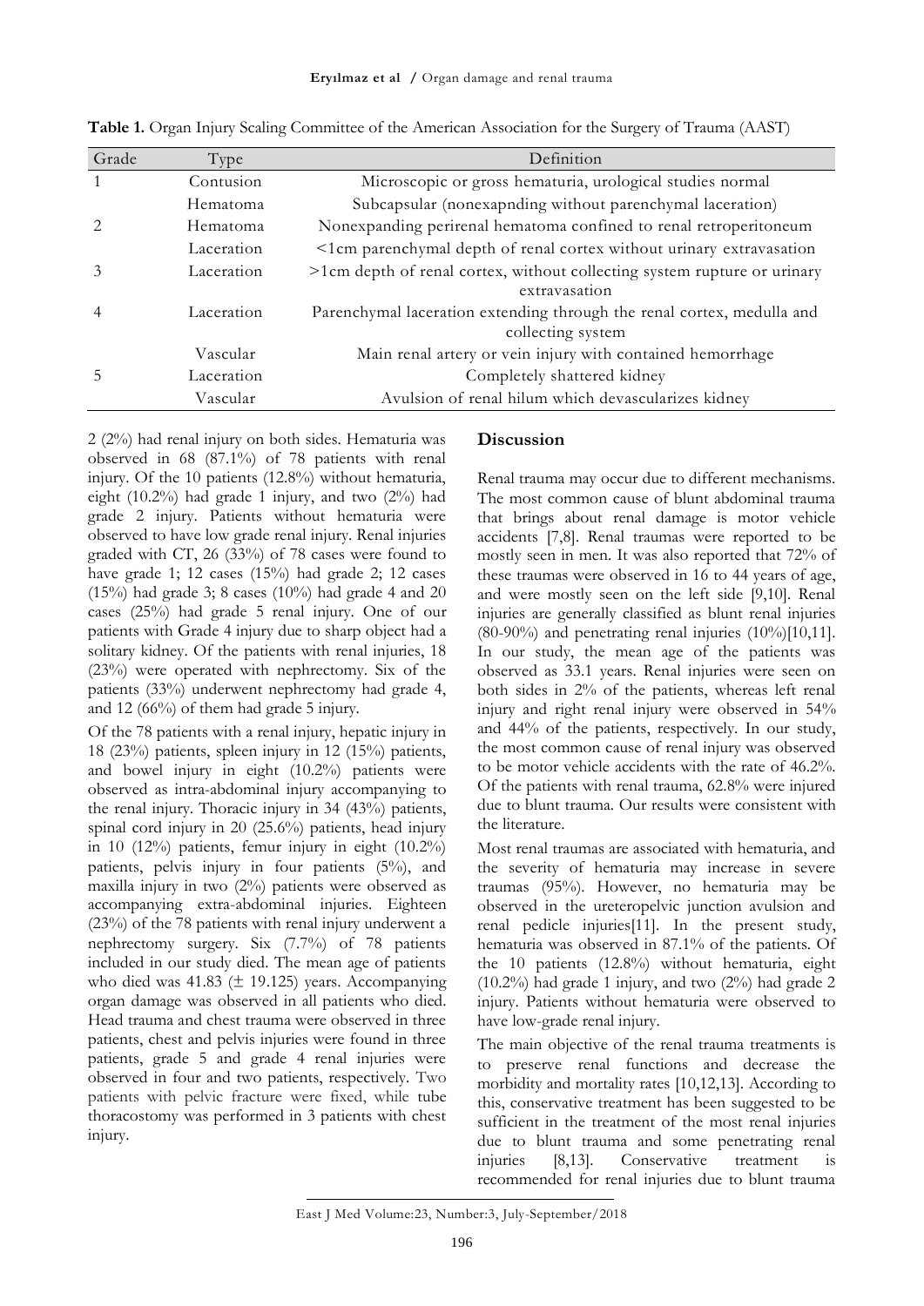**Table 1.** Organ Injury Scaling Committee of the American Association for the Surgery of Trauma (AAST)

| Grade | Type | Definition |
|---|---|---|
| 1 | Contusion | Microscopic or gross hematuria, urological studies normal |
| | Hematoma | Subcapsular (nonexapnding without parenchymal laceration) |
| 2 | Hematoma | Nonexpanding perirenal hematoma confined to renal retroperitoneum |
| | Laceration | <1cm parenchymal depth of renal cortex without urinary extravasation |
| 3 | Laceration | >1cm depth of renal cortex, without collecting system rupture or urinary extravasation |
| 4 | Laceration | Parenchymal laceration extending through the renal cortex, medulla and collecting system |
| | Vascular | Main renal artery or vein injury with contained hemorrhage |
| 5 | Laceration | Completely shattered kidney |
| | Vascular | Avulsion of renal hilum which devascularizes kidney |

2 (2%) had renal injury on both sides. Hematuria was observed in 68 (87.1%) of 78 patients with renal injury. Of the 10 patients (12.8%) without hematuria, eight (10.2%) had grade 1 injury, and two (2%) had grade 2 injury. Patients without hematuria were observed to have low grade renal injury. Renal injuries graded with CT, 26 (33%) of 78 cases were found to have grade 1; 12 cases (15%) had grade 2; 12 cases (15%) had grade 3; 8 cases (10%) had grade 4 and 20 cases (25%) had grade 5 renal injury. One of our patients with Grade 4 injury due to sharp object had a solitary kidney. Of the patients with renal injuries, 18 (23%) were operated with nephrectomy. Six of the patients (33%) underwent nephrectomy had grade 4, and 12 (66%) of them had grade 5 injury.

Of the 78 patients with a renal injury, hepatic injury in 18 (23%) patients, spleen injury in 12 (15%) patients, and bowel injury in eight (10.2%) patients were observed as intra-abdominal injury accompanying to the renal injury. Thoracic injury in 34 (43%) patients, spinal cord injury in 20 (25.6%) patients, head injury in 10 (12%) patients, femur injury in eight (10.2%) patients, pelvis injury in four patients (5%), and maxilla injury in two (2%) patients were observed as accompanying extra-abdominal injuries. Eighteen (23%) of the 78 patients with renal injury underwent a nephrectomy surgery. Six (7.7%) of 78 patients included in our study died. The mean age of patients who died was 41.83 (± 19.125) years. Accompanying organ damage was observed in all patients who died. Head trauma and chest trauma were observed in three patients, chest and pelvis injuries were found in three patients, grade 5 and grade 4 renal injuries were observed in four and two patients, respectively. Two patients with pelvic fracture were fixed, while tube thoracostomy was performed in 3 patients with chest injury.

## Discussion

Renal trauma may occur due to different mechanisms. The most common cause of blunt abdominal trauma that brings about renal damage is motor vehicle accidents [7,8]. Renal traumas were reported to be mostly seen in men. It was also reported that 72% of these traumas were observed in 16 to 44 years of age, and were mostly seen on the left side [9,10]. Renal injuries are generally classified as blunt renal injuries (80-90%) and penetrating renal injuries (10%)[10,11]. In our study, the mean age of the patients was observed as 33.1 years. Renal injuries were seen on both sides in 2% of the patients, whereas left renal injury and right renal injury were observed in 54% and 44% of the patients, respectively. In our study, the most common cause of renal injury was observed to be motor vehicle accidents with the rate of 46.2%. Of the patients with renal trauma, 62.8% were injured due to blunt trauma. Our results were consistent with the literature.

Most renal traumas are associated with hematuria, and the severity of hematuria may increase in severe traumas (95%). However, no hematuria may be observed in the ureteropelvic junction avulsion and renal pedicle injuries[11]. In the present study, hematuria was observed in 87.1% of the patients. Of the 10 patients (12.8%) without hematuria, eight (10.2%) had grade 1 injury, and two (2%) had grade 2 injury. Patients without hematuria were observed to have low-grade renal injury.

The main objective of the renal trauma treatments is to preserve renal functions and decrease the morbidity and mortality rates [10,12,13]. According to this, conservative treatment has been suggested to be sufficient in the treatment of the most renal injuries due to blunt trauma and some penetrating renal injuries [8,13]. Conservative treatment is recommended for renal injuries due to blunt trauma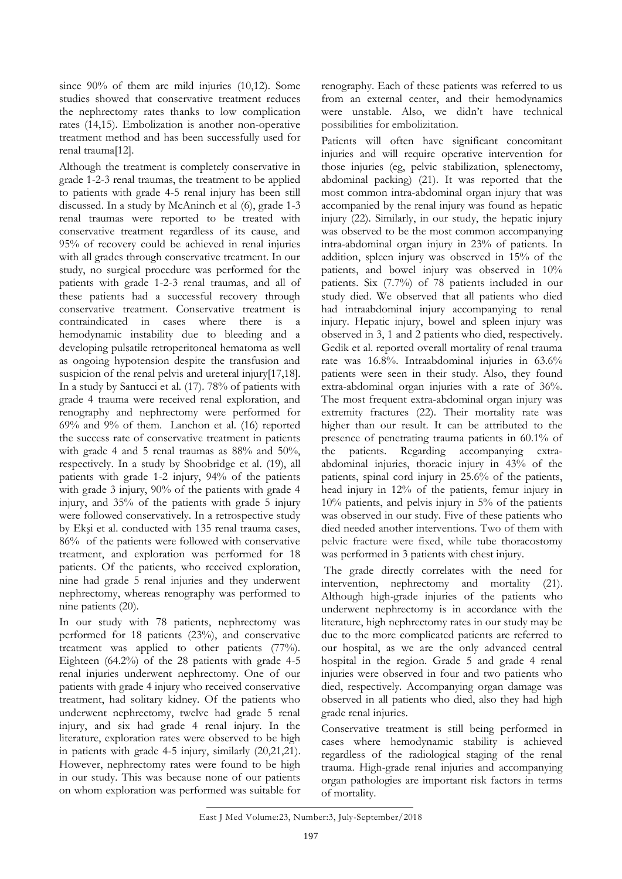since 90% of them are mild injuries (10,12). Some studies showed that conservative treatment reduces the nephrectomy rates thanks to low complication rates (14,15). Embolization is another non-operative treatment method and has been successfully used for renal trauma[12].

Although the treatment is completely conservative in grade 1-2-3 renal traumas, the treatment to be applied to patients with grade 4-5 renal injury has been still discussed. In a study by McAninch et al (6), grade 1-3 renal traumas were reported to be treated with conservative treatment regardless of its cause, and 95% of recovery could be achieved in renal injuries with all grades through conservative treatment. In our study, no surgical procedure was performed for the patients with grade 1-2-3 renal traumas, and all of these patients had a successful recovery through conservative treatment. Conservative treatment is contraindicated in cases where there is a hemodynamic instability due to bleeding and a developing pulsatile retroperitoneal hematoma as well as ongoing hypotension despite the transfusion and suspicion of the renal pelvis and ureteral injury[17,18]. In a study by Santucci et al. (17). 78% of patients with grade 4 trauma were received renal exploration, and renography and nephrectomy were performed for 69% and 9% of them. Lanchon et al. (16) reported the success rate of conservative treatment in patients with grade 4 and 5 renal traumas as 88% and 50%, respectively. In a study by Shoobridge et al. (19), all patients with grade 1-2 injury, 94% of the patients with grade 3 injury, 90% of the patients with grade 4 injury, and 35% of the patients with grade 5 injury were followed conservatively. In a retrospective study by Ekşi et al. conducted with 135 renal trauma cases, 86% of the patients were followed with conservative treatment, and exploration was performed for 18 patients. Of the patients, who received exploration, nine had grade 5 renal injuries and they underwent nephrectomy, whereas renography was performed to nine patients (20).

In our study with 78 patients, nephrectomy was performed for 18 patients (23%), and conservative treatment was applied to other patients (77%). Eighteen (64.2%) of the 28 patients with grade 4-5 renal injuries underwent nephrectomy. One of our patients with grade 4 injury who received conservative treatment, had solitary kidney. Of the patients who underwent nephrectomy, twelve had grade 5 renal injury, and six had grade 4 renal injury. In the literature, exploration rates were observed to be high in patients with grade 4-5 injury, similarly (20,21,21). However, nephrectomy rates were found to be high in our study. This was because none of our patients on whom exploration was performed was suitable for renography. Each of these patients was referred to us from an external center, and their hemodynamics were unstable. Also, we didn't have technical possibilities for embolizitation.

Patients will often have significant concomitant injuries and will require operative intervention for those injuries (eg, pelvic stabilization, splenectomy, abdominal packing) (21). It was reported that the most common intra-abdominal organ injury that was accompanied by the renal injury was found as hepatic injury (22). Similarly, in our study, the hepatic injury was observed to be the most common accompanying intra-abdominal organ injury in 23% of patients. In addition, spleen injury was observed in 15% of the patients, and bowel injury was observed in 10% patients. Six (7.7%) of 78 patients included in our study died. We observed that all patients who died had intraabdominal injury accompanying to renal injury. Hepatic injury, bowel and spleen injury was observed in 3, 1 and 2 patients who died, respectively. Gedik et al. reported overall mortality of renal trauma rate was 16.8%. Intraabdominal injuries in 63.6% patients were seen in their study. Also, they found extra-abdominal organ injuries with a rate of 36%. The most frequent extra-abdominal organ injury was extremity fractures (22). Their mortality rate was higher than our result. It can be attributed to the presence of penetrating trauma patients in 60.1% of the patients. Regarding accompanying extra-abdominal injuries, thoracic injury in 43% of the patients, spinal cord injury in 25.6% of the patients, head injury in 12% of the patients, femur injury in 10% patients, and pelvis injury in 5% of the patients was observed in our study. Five of these patients who died needed another interventions. Two of them with pelvic fracture were fixed, while tube thoracostomy was performed in 3 patients with chest injury.

The grade directly correlates with the need for intervention, nephrectomy and mortality (21). Although high-grade injuries of the patients who underwent nephrectomy is in accordance with the literature, high nephrectomy rates in our study may be due to the more complicated patients are referred to our hospital, as we are the only advanced central hospital in the region. Grade 5 and grade 4 renal injuries were observed in four and two patients who died, respectively. Accompanying organ damage was observed in all patients who died, also they had high grade renal injuries.

Conservative treatment is still being performed in cases where hemodynamic stability is achieved regardless of the radiological staging of the renal trauma. High-grade renal injuries and accompanying organ pathologies are important risk factors in terms of mortality.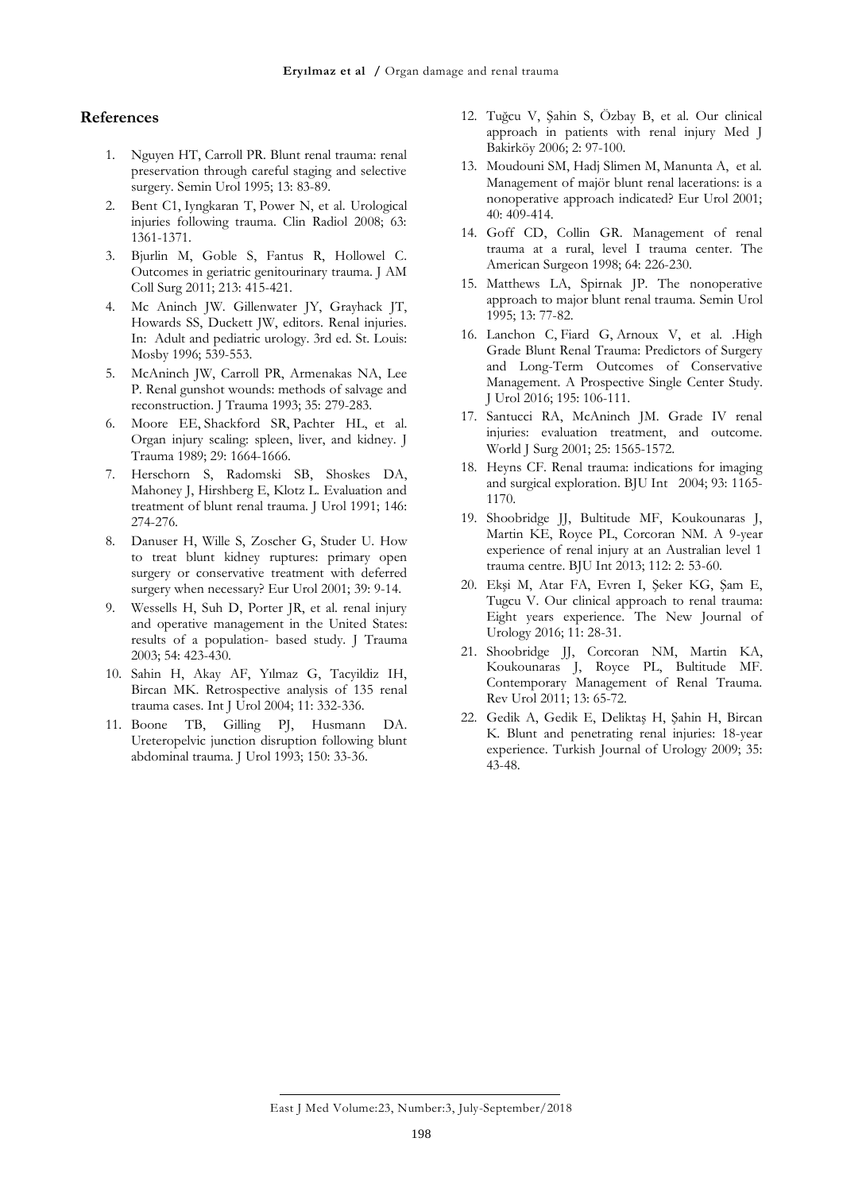## References

1. Nguyen HT, Carroll PR. Blunt renal trauma: renal preservation through careful staging and selective surgery. Semin Urol 1995; 13: 83-89.
2. Bent C1, Iyngkaran T, Power N, et al. Urological injuries following trauma. Clin Radiol 2008; 63: 1361-1371.
3. Bjurlin M, Goble S, Fantus R, Hollowel C. Outcomes in geriatric genitourinary trauma. J AM Coll Surg 2011; 213: 415-421.
4. Mc Aninch JW. Gillenwater JY, Grayhack JT, Howards SS, Duckett JW, editors. Renal injuries. In: Adult and pediatric urology. 3rd ed. St. Louis: Mosby 1996; 539-553.
5. McAninch JW, Carroll PR, Armenakas NA, Lee P. Renal gunshot wounds: methods of salvage and reconstruction. J Trauma 1993; 35: 279-283.
6. Moore EE, Shackford SR, Pachter HL, et al. Organ injury scaling: spleen, liver, and kidney. J Trauma 1989; 29: 1664-1666.
7. Herschorn S, Radomski SB, Shoskes DA, Mahoney J, Hirshberg E, Klotz L. Evaluation and treatment of blunt renal trauma. J Urol 1991; 146: 274-276.
8. Danuser H, Wille S, Zoscher G, Studer U. How to treat blunt kidney ruptures: primary open surgery or conservative treatment with deferred surgery when necessary? Eur Urol 2001; 39: 9-14.
9. Wessells H, Suh D, Porter JR, et al. renal injury and operative management in the United States: results of a population- based study. J Trauma 2003; 54: 423-430.
10. Sahin H, Akay AF, Yılmaz G, Tacyildiz IH, Bircan MK. Retrospective analysis of 135 renal trauma cases. Int J Urol 2004; 11: 332-336.
11. Boone TB, Gilling PJ, Husmann DA. Ureteropelvic junction disruption following blunt abdominal trauma. J Urol 1993; 150: 33-36.
12. Tuğcu V, Şahin S, Özbay B, et al. Our clinical approach in patients with renal injury Med J Bakirköy 2006; 2: 97-100.
13. Moudouni SM, Hadj Slimen M, Manunta A, et al. Management of majör blunt renal lacerations: is a nonoperative approach indicated? Eur Urol 2001; 40: 409-414.
14. Goff CD, Collin GR. Management of renal trauma at a rural, level I trauma center. The American Surgeon 1998; 64: 226-230.
15. Matthews LA, Spirnak JP. The nonoperative approach to major blunt renal trauma. Semin Urol 1995; 13: 77-82.
16. Lanchon C, Fiard G, Arnoux V, et al. .High Grade Blunt Renal Trauma: Predictors of Surgery and Long-Term Outcomes of Conservative Management. A Prospective Single Center Study. J Urol 2016; 195: 106-111.
17. Santucci RA, McAninch JM. Grade IV renal injuries: evaluation treatment, and outcome. World J Surg 2001; 25: 1565-1572.
18. Heyns CF. Renal trauma: indications for imaging and surgical exploration. BJU Int 2004; 93: 1165-1170.
19. Shoobridge JJ, Bultitude MF, Koukounaras J, Martin KE, Royce PL, Corcoran NM. A 9-year experience of renal injury at an Australian level 1 trauma centre. BJU Int 2013; 112: 2: 53-60.
20. Ekşi M, Atar FA, Evren I, Şeker KG, Şam E, Tugcu V. Our clinical approach to renal trauma: Eight years experience. The New Journal of Urology 2016; 11: 28-31.
21. Shoobridge JJ, Corcoran NM, Martin KA, Koukounaras J, Royce PL, Bultitude MF. Contemporary Management of Renal Trauma. Rev Urol 2011; 13: 65-72.
22. Gedik A, Gedik E, Deliktaş H, Şahin H, Bircan K. Blunt and penetrating renal injuries: 18-year experience. Turkish Journal of Urology 2009; 35: 43-48.